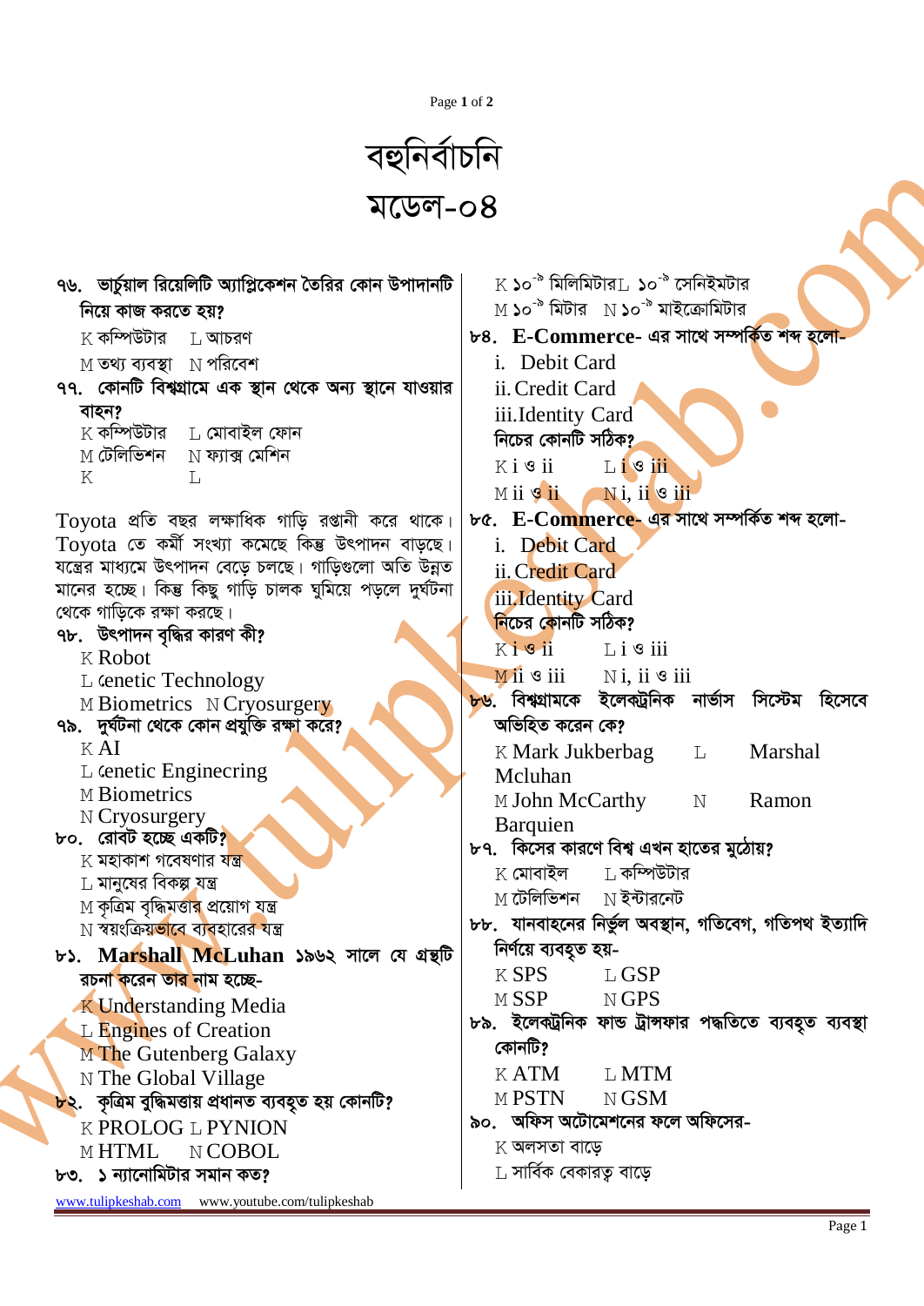# বহুনির্বাচনি

## মডেল-০৪

৭৬. ভার্চুয়াল রিয়েলিটি অ্যাপ্লিকেশন তৈরির কোন উপাদানটি নিয়ে কাজ করতে হয়?
K কম্পিউটার L আচরণ
M তথ্য ব্যবস্থা N পরিবেশ

৭৭. কোনটি বিশ্বগ্রামে এক স্থান থেকে অন্য স্থানে যাওয়ার বাহন?
K কম্পিউটার L মোবাইল ফোন
M টেলিভিশন N ফ্যাক্স মেশিন
K L

Toyota প্রতি বছর লক্ষাধিক গাড়ি রপ্তানী করে থাকে। Toyota তে কর্মী সংখ্যা কমেছে কিন্তু উৎপাদন বাড়ছে। যন্ত্রের মাধ্যমে উৎপাদন বেড়ে চলছে। গাড়িগুলো অতি উন্নত মানের হচ্ছে। কিন্তু কিছু গাড়ি চালক ঘুমিয়ে পড়লে দুর্ঘটনা থেকে গাড়িকে রক্ষা করছে।

৭৮. উৎপাদন বৃদ্ধির কারণ কী?
K Robot
L Genetic Technology
M Biometrics N Cryosurgery

৭৯. দুর্ঘটনা থেকে কোন প্রযুক্তি রক্ষা করে?
K AI
L Genetic Engineering
M Biometrics
N Cryosurgery

৮০. রোবট হচ্ছে একটি?
K মহাকাশ গবেষণার যন্ত্র
L মানুষের বিকল্প যন্ত্র
M কৃত্রিম বুদ্ধিমত্তার প্রয়োগ যন্ত্র
N স্বয়ংক্রিয়ভাবে ব্যবহারের যন্ত্র

৮১. **Marshall McLuhan** ১৯৬২ সালে যে গ্রন্থটি রচনা করেন তার নাম হচ্ছে-
K Understanding Media
L Engines of Creation
M The Gutenberg Galaxy
N The Global Village

৮২. কৃত্রিম বুদ্ধিমত্তায় প্রধানত ব্যবহৃত হয় কোনটি?
K PROLOG L PYNION
M HTML N COBOL

৮৩. ১ ন্যানোমিটার সমান কত?
K $১০^{-৯}$ মিলিমিটার L $১০^{-৯}$ সেন্টিমিটার
M $১০^{-৯}$ মিটার N $১০^{-৯}$ মাইক্রোমিটার

৮৪. **E-Commerce**- এর সাথে সম্পর্কিত শব্দ হলো-
i. Debit Card
ii. Credit Card
iii. Identity Card
নিচের কোনটি সঠিক?
K i ও ii L i ও iii
M ii ও iii N i, ii ও iii

৮৫. **E-Commerce**- এর সাথে সম্পর্কিত শব্দ হলো-
i. Debit Card
ii. Credit Card
iii. Identity Card
নিচের কোনটি সঠিক?
K i ও ii L i ও iii
M ii ও iii N i, ii ও iii

৮৬. বিশ্বগ্রামকে ইলেকট্রনিক নার্ভাস সিস্টেম হিসেবে অভিহিত করেন কে?
K Mark Jukberbag L Marshal Mcluhan
M John McCarthy N Ramon Barquien

৮৭. কিসের কারণে বিশ্ব এখন হাতের মুঠোয়?
K মোবাইল L কম্পিউটার
M টেলিভিশন N ইন্টারনেট

৮৮. যানবাহনের নির্ভুল অবস্থান, গতিবেগ, গতিপথ ইত্যাদি নির্ণয়ে ব্যবহৃত হয়-
K SPS L GSP
M SSP N GPS

৮৯. ইলেকট্রনিক ফান্ড ট্রান্সফার পদ্ধতিতে ব্যবহৃত ব্যবস্থা কোনটি?
K ATM L MTM
M PSTN N GSM

৯০. অফিস অটোমেশনের ফলে অফিসের-
K অলসতা বাড়ে
L সার্বিক বেকারত্ব বাড়ে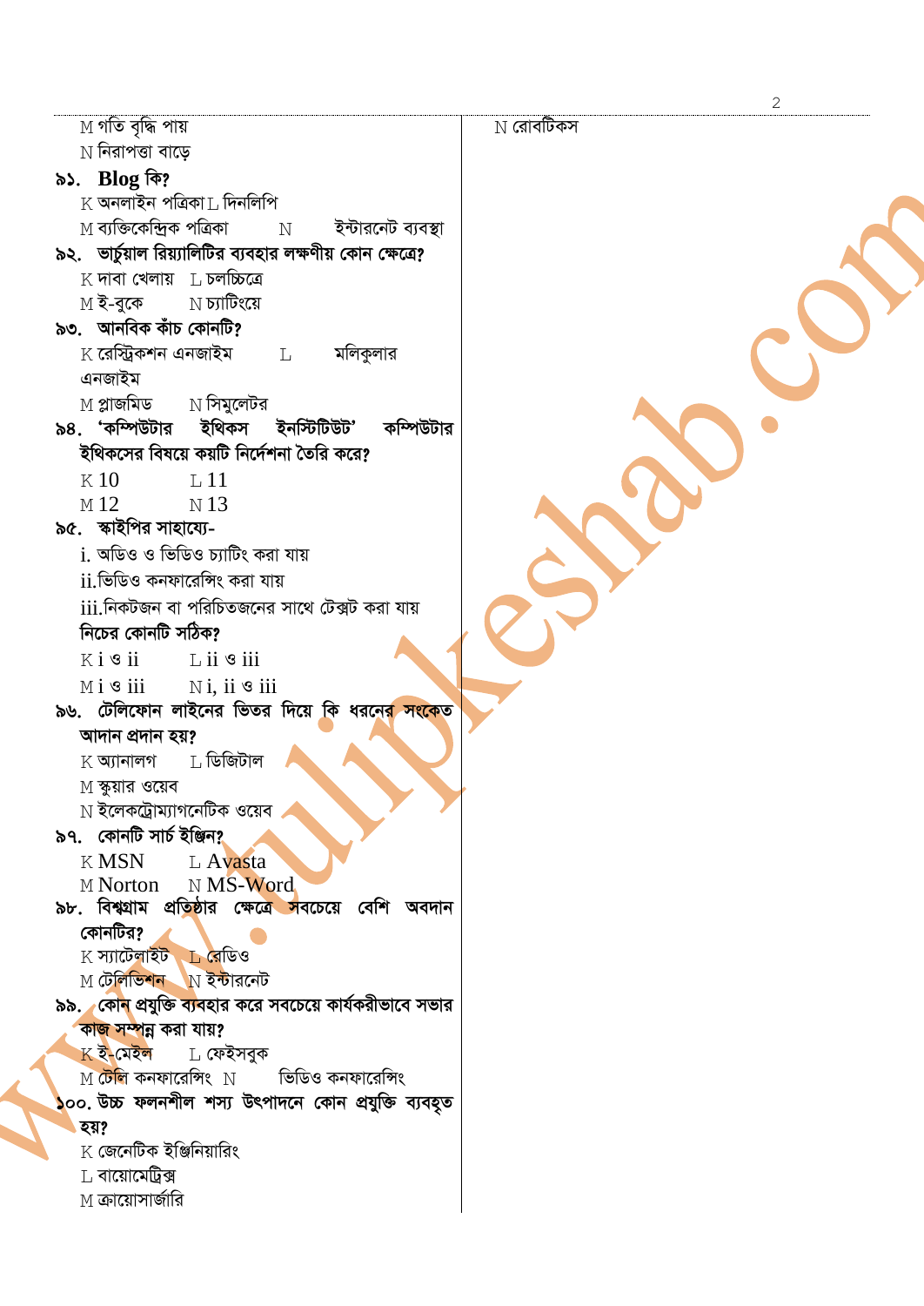M গতি বৃদ্ধি পায়
N নিরাপত্তা বাড়ে

**৯১. Blog কি?**

K অনলাইন পত্রিকা L দিনলিপি
M ব্যক্তিকেন্দ্রিক পত্রিকা N ইন্টারনেট ব্যবস্থা

**৯২. ভার্চুয়াল রিয়্যালিটির ব্যবহার লক্ষণীয় কোন ক্ষেত্রে?**

K দাবা খেলায় L চলচ্চিত্রে
M ই-বুকে N চ্যাটিংয়ে

**৯৩. আনবিক কাঁচ কোনটি?**

K রেস্ট্রিকশন এনজাইম L মলিকুলার এনজাইম
M প্লাজমিড N সিমুলেটর

**৯৪. 'কম্পিউটার ইথিকস ইনস্টিটিউট' কম্পিউটার ইথিকসের বিষয়ে কয়টি নির্দেশনা তৈরি করে?**

K 10 L 11
M 12 N 13

**৯৫. স্কাইপির সাহায্যে-**

i. অডিও ও ভিডিও চ্যাটিং করা যায়
ii. ভিডিও কনফারেন্সিং করা যায়
iii. নিকটজন বা পরিচিতজনের সাথে টেক্সট করা যায়

**নিচের কোনটি সঠিক?**

K i ও ii L ii ও iii
M i ও iii N i, ii ও iii

**৯৬. টেলিফোন লাইনের ভিতর দিয়ে কি ধরনের সংকেত আদান প্রদান হয়?**

K অ্যানালগ L ডিজিটাল
M স্কুয়ার ওয়েব
N ইলেকট্রোম্যাগনেটিক ওয়েব

**৯৭. কোনটি সার্চ ইঞ্জিন?**

K MSN L Avasta
M Norton N MS-Word

**৯৮. বিশ্বগ্রাম প্রতিষ্ঠার ক্ষেত্রে সবচেয়ে বেশি অবদান কোনটির?**

K স্যাটেলাইট L রেডিও
M টেলিভিশন N ইন্টারনেট

**৯৯. কোন প্রযুক্তি ব্যবহার করে সবচেয়ে কার্যকরীভাবে সভার কাজ সম্পন্ন করা যায়?**

K ই-মেইল L ফেইসবুক
M টেলি কনফারেন্সিং N ভিডিও কনফারেন্সিং

**১০০. উচ্চ ফলনশীল শস্য উৎপাদনে কোন প্রযুক্তি ব্যবহৃত হয়?**

K জেনেটিক ইঞ্জিনিয়ারিং
L বায়োমেট্রিক্স
M ক্রায়োসার্জারি
N রোবটিকস